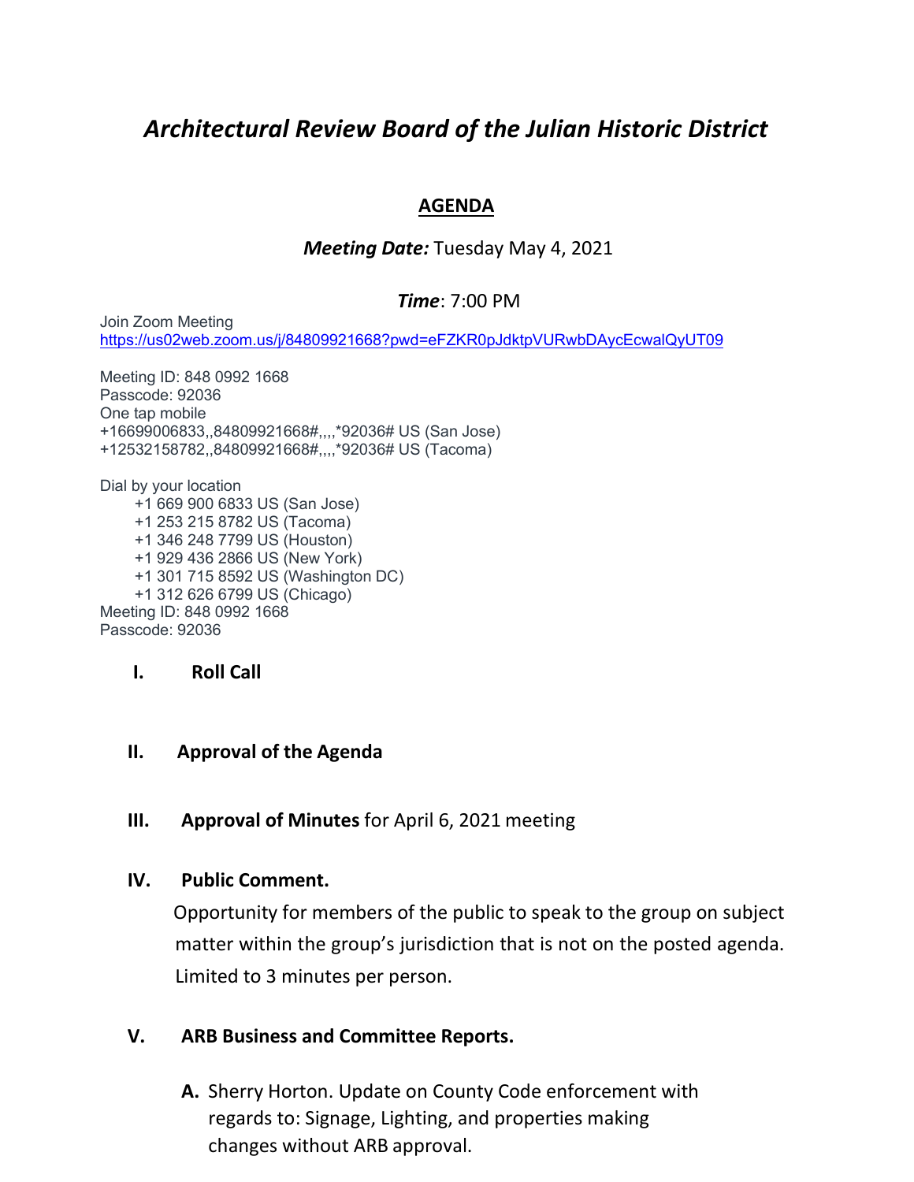# *Architectural Review Board of the Julian Historic District*

## AGENDA

***Meeting Date:*** Tuesday May 4, 2021

***Time***: 7:00 PM

Join Zoom Meeting
https://us02web.zoom.us/j/84809921668?pwd=eFZKR0pJdktpVURwbDAycEcwalQyUT09

Meeting ID: 848 0992 1668
Passcode: 92036
One tap mobile
+16699006833,,84809921668#,,,,*92036# US (San Jose)
+12532158782,,84809921668#,,,,*92036# US (Tacoma)

Dial by your location
- +1 669 900 6833 US (San Jose)
- +1 253 215 8782 US (Tacoma)
- +1 346 248 7799 US (Houston)
- +1 929 436 2866 US (New York)
- +1 301 715 8592 US (Washington DC)
- +1 312 626 6799 US (Chicago)

Meeting ID: 848 0992 1668
Passcode: 92036

**I. Roll Call**

**II. Approval of the Agenda**

**III. Approval of Minutes** for April 6, 2021 meeting

**IV. Public Comment.**

Opportunity for members of the public to speak to the group on subject matter within the group's jurisdiction that is not on the posted agenda. Limited to 3 minutes per person.

**V. ARB Business and Committee Reports.**

**A.** Sherry Horton. Update on County Code enforcement with regards to: Signage, Lighting, and properties making changes without ARB approval.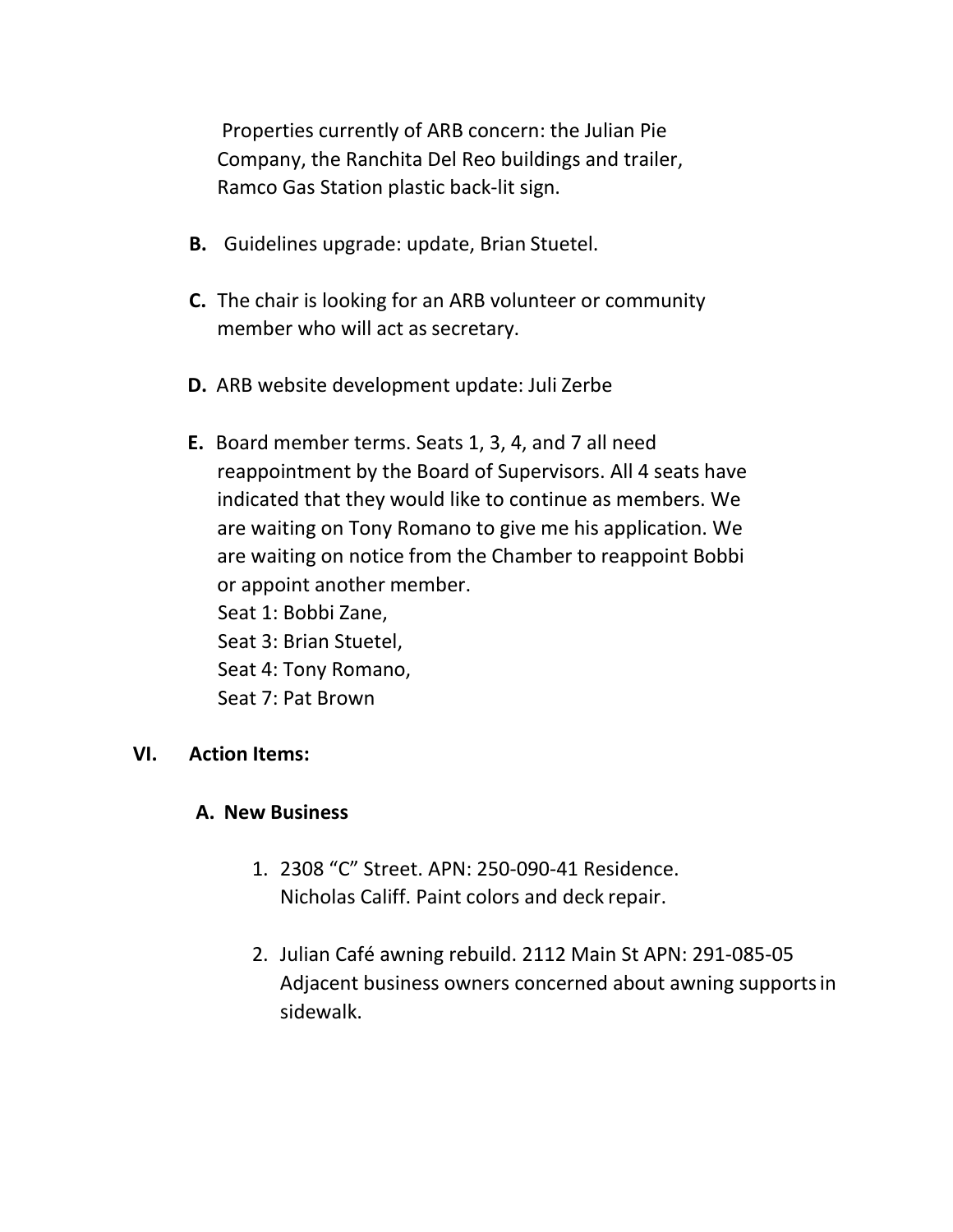Properties currently of ARB concern: the Julian Pie Company, the Ranchita Del Reo buildings and trailer, Ramco Gas Station plastic back-lit sign.

**B.** Guidelines upgrade: update, Brian Stuetel.

**C.** The chair is looking for an ARB volunteer or community member who will act as secretary.

**D.** ARB website development update: Juli Zerbe

**E.** Board member terms. Seats 1, 3, 4, and 7 all need reappointment by the Board of Supervisors. All 4 seats have indicated that they would like to continue as members. We are waiting on Tony Romano to give me his application. We are waiting on notice from the Chamber to reappoint Bobbi or appoint another member.
Seat 1: Bobbi Zane,
Seat 3: Brian Stuetel,
Seat 4: Tony Romano,
Seat 7: Pat Brown

## VI. Action Items:

### A. New Business

1. 2308 "C" Street. APN: 250-090-41 Residence. Nicholas Califf. Paint colors and deck repair.

2. Julian Café awning rebuild. 2112 Main St APN: 291-085-05 Adjacent business owners concerned about awning supports in sidewalk.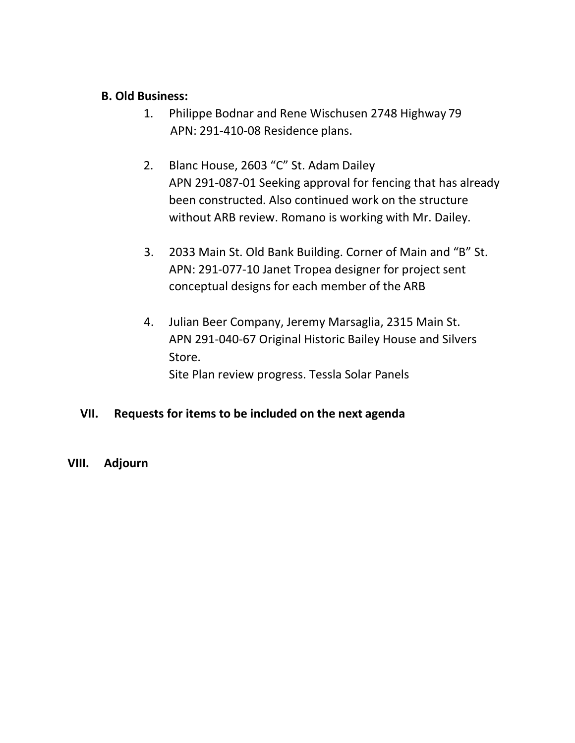**B. Old Business:**

1. Philippe Bodnar and Rene Wischusen 2748 Highway 79
   APN: 291-410-08 Residence plans.

2. Blanc House, 2603 “C” St. Adam Dailey
   APN 291-087-01 Seeking approval for fencing that has already been constructed. Also continued work on the structure without ARB review. Romano is working with Mr. Dailey.

3. 2033 Main St. Old Bank Building. Corner of Main and “B” St.
   APN: 291-077-10 Janet Tropea designer for project sent conceptual designs for each member of the ARB

4. Julian Beer Company, Jeremy Marsaglia, 2315 Main St.
   APN 291-040-67 Original Historic Bailey House and Silvers Store.
   Site Plan review progress. Tessla Solar Panels

**VII. Requests for items to be included on the next agenda**

**VIII. Adjourn**